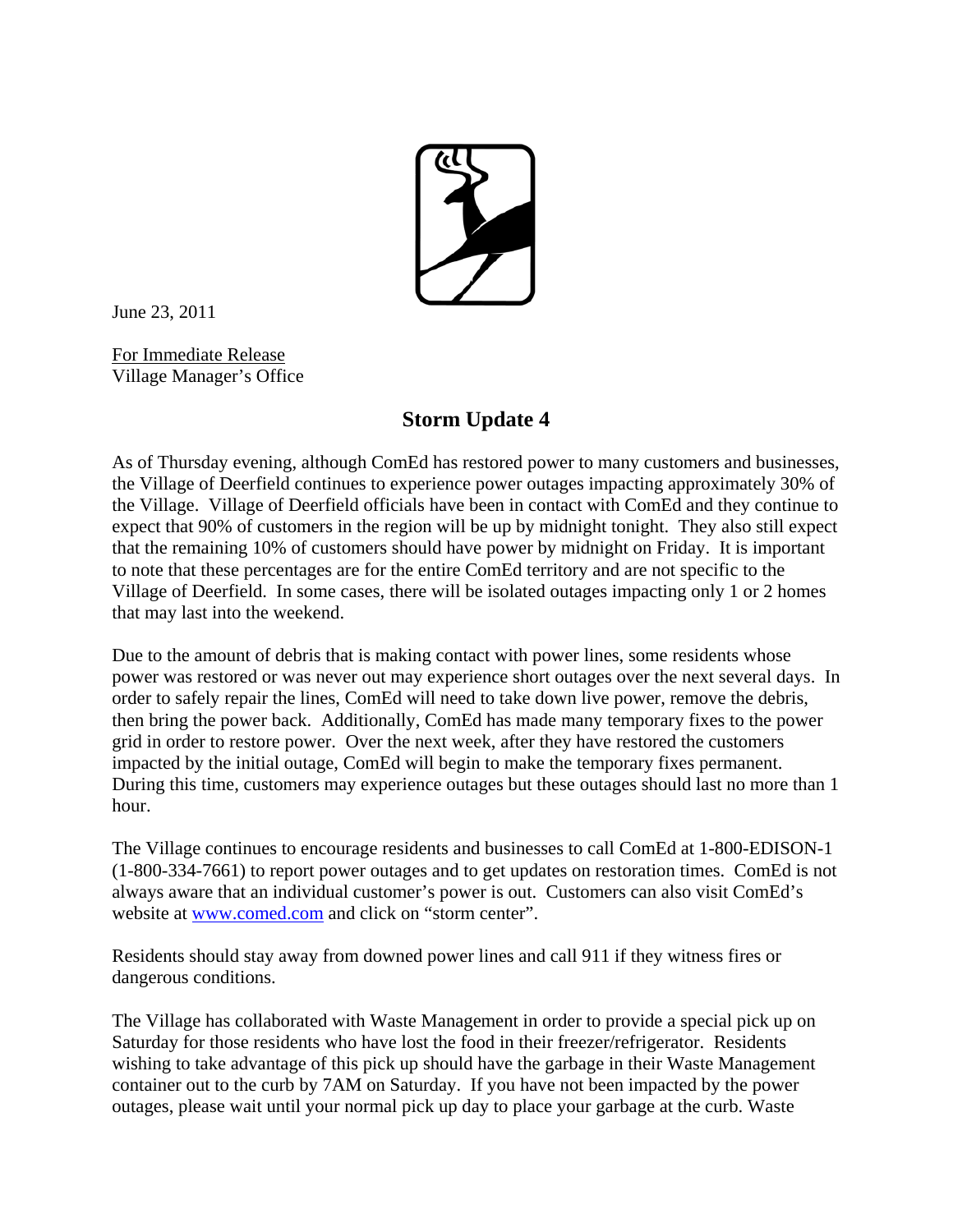June 23, 2011

For Immediate Release
Village Manager's Office

## Storm Update 4

As of Thursday evening, although ComEd has restored power to many customers and businesses, the Village of Deerfield continues to experience power outages impacting approximately 30% of the Village. Village of Deerfield officials have been in contact with ComEd and they continue to expect that 90% of customers in the region will be up by midnight tonight. They also still expect that the remaining 10% of customers should have power by midnight on Friday. It is important to note that these percentages are for the entire ComEd territory and are not specific to the Village of Deerfield. In some cases, there will be isolated outages impacting only 1 or 2 homes that may last into the weekend.

Due to the amount of debris that is making contact with power lines, some residents whose power was restored or was never out may experience short outages over the next several days. In order to safely repair the lines, ComEd will need to take down live power, remove the debris, then bring the power back. Additionally, ComEd has made many temporary fixes to the power grid in order to restore power. Over the next week, after they have restored the customers impacted by the initial outage, ComEd will begin to make the temporary fixes permanent. During this time, customers may experience outages but these outages should last no more than 1 hour.

The Village continues to encourage residents and businesses to call ComEd at 1-800-EDISON-1 (1-800-334-7661) to report power outages and to get updates on restoration times. ComEd is not always aware that an individual customer's power is out. Customers can also visit ComEd's website at www.comed.com and click on "storm center".

Residents should stay away from downed power lines and call 911 if they witness fires or dangerous conditions.

The Village has collaborated with Waste Management in order to provide a special pick up on Saturday for those residents who have lost the food in their freezer/refrigerator. Residents wishing to take advantage of this pick up should have the garbage in their Waste Management container out to the curb by 7AM on Saturday. If you have not been impacted by the power outages, please wait until your normal pick up day to place your garbage at the curb. Waste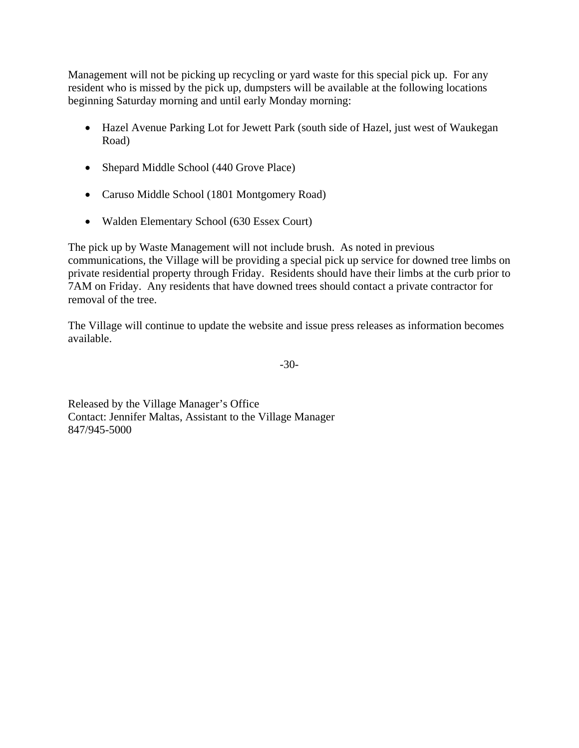Management will not be picking up recycling or yard waste for this special pick up. For any resident who is missed by the pick up, dumpsters will be available at the following locations beginning Saturday morning and until early Monday morning:

- Hazel Avenue Parking Lot for Jewett Park (south side of Hazel, just west of Waukegan Road)
- Shepard Middle School (440 Grove Place)
- Caruso Middle School (1801 Montgomery Road)
- Walden Elementary School (630 Essex Court)

The pick up by Waste Management will not include brush. As noted in previous communications, the Village will be providing a special pick up service for downed tree limbs on private residential property through Friday. Residents should have their limbs at the curb prior to 7AM on Friday. Any residents that have downed trees should contact a private contractor for removal of the tree.

The Village will continue to update the website and issue press releases as information becomes available.

-30-

Released by the Village Manager's Office
Contact: Jennifer Maltas, Assistant to the Village Manager
847/945-5000